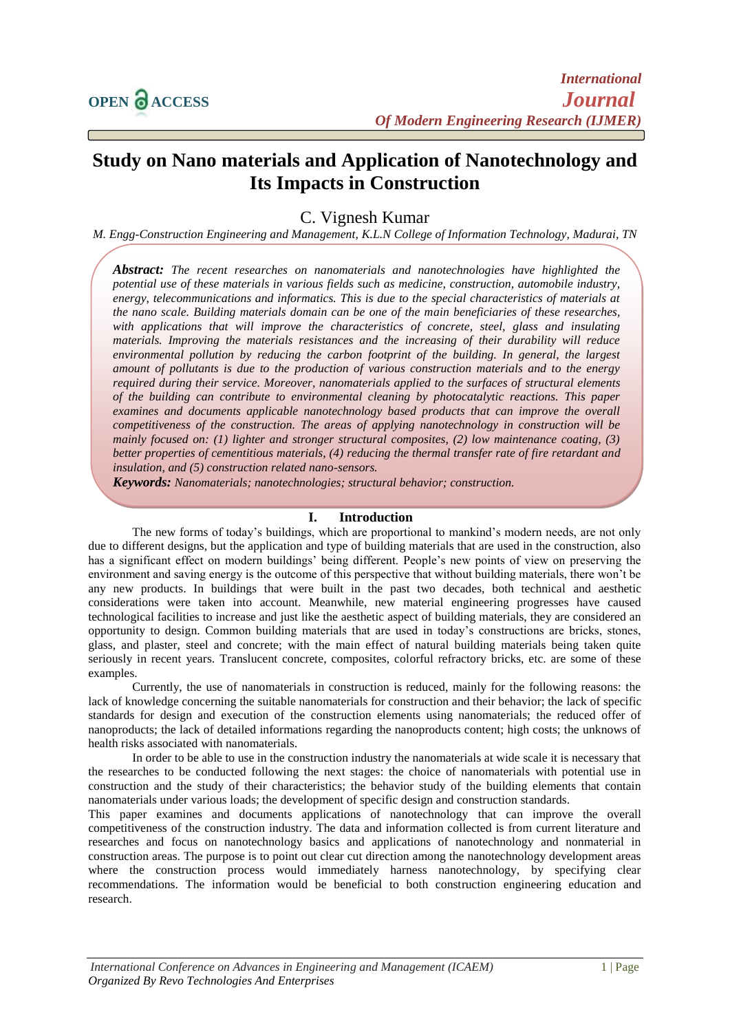# Study on Nano materials and Application of Nanotechnology and Its Impacts in Construction

C. Vignesh Kumar

*M. Engg-Construction Engineering and Management, K.L.N College of Information Technology, Madurai, TN*

***Abstract:*** *The recent researches on nanomaterials and nanotechnologies have highlighted the potential use of these materials in various fields such as medicine, construction, automobile industry, energy, telecommunications and informatics. This is due to the special characteristics of materials at the nano scale. Building materials domain can be one of the main beneficiaries of these researches, with applications that will improve the characteristics of concrete, steel, glass and insulating materials. Improving the materials resistances and the increasing of their durability will reduce environmental pollution by reducing the carbon footprint of the building. In general, the largest amount of pollutants is due to the production of various construction materials and to the energy required during their service. Moreover, nanomaterials applied to the surfaces of structural elements of the building can contribute to environmental cleaning by photocatalytic reactions. This paper examines and documents applicable nanotechnology based products that can improve the overall competitiveness of the construction. The areas of applying nanotechnology in construction will be mainly focused on: (1) lighter and stronger structural composites, (2) low maintenance coating, (3) better properties of cementitious materials, (4) reducing the thermal transfer rate of fire retardant and insulation, and (5) construction related nano-sensors.*

***Keywords:*** *Nanomaterials; nanotechnologies; structural behavior; construction.*

## I. Introduction

The new forms of today's buildings, which are proportional to mankind's modern needs, are not only due to different designs, but the application and type of building materials that are used in the construction, also has a significant effect on modern buildings' being different. People's new points of view on preserving the environment and saving energy is the outcome of this perspective that without building materials, there won't be any new products. In buildings that were built in the past two decades, both technical and aesthetic considerations were taken into account. Meanwhile, new material engineering progresses have caused technological facilities to increase and just like the aesthetic aspect of building materials, they are considered an opportunity to design. Common building materials that are used in today's constructions are bricks, stones, glass, and plaster, steel and concrete; with the main effect of natural building materials being taken quite seriously in recent years. Translucent concrete, composites, colorful refractory bricks, etc. are some of these examples.

Currently, the use of nanomaterials in construction is reduced, mainly for the following reasons: the lack of knowledge concerning the suitable nanomaterials for construction and their behavior; the lack of specific standards for design and execution of the construction elements using nanomaterials; the reduced offer of nanoproducts; the lack of detailed informations regarding the nanoproducts content; high costs; the unknows of health risks associated with nanomaterials.

In order to be able to use in the construction industry the nanomaterials at wide scale it is necessary that the researches to be conducted following the next stages: the choice of nanomaterials with potential use in construction and the study of their characteristics; the behavior study of the building elements that contain nanomaterials under various loads; the development of specific design and construction standards.

This paper examines and documents applications of nanotechnology that can improve the overall competitiveness of the construction industry. The data and information collected is from current literature and researches and focus on nanotechnology basics and applications of nanotechnology and nonmaterial in construction areas. The purpose is to point out clear cut direction among the nanotechnology development areas where the construction process would immediately harness nanotechnology, by specifying clear recommendations. The information would be beneficial to both construction engineering education and research.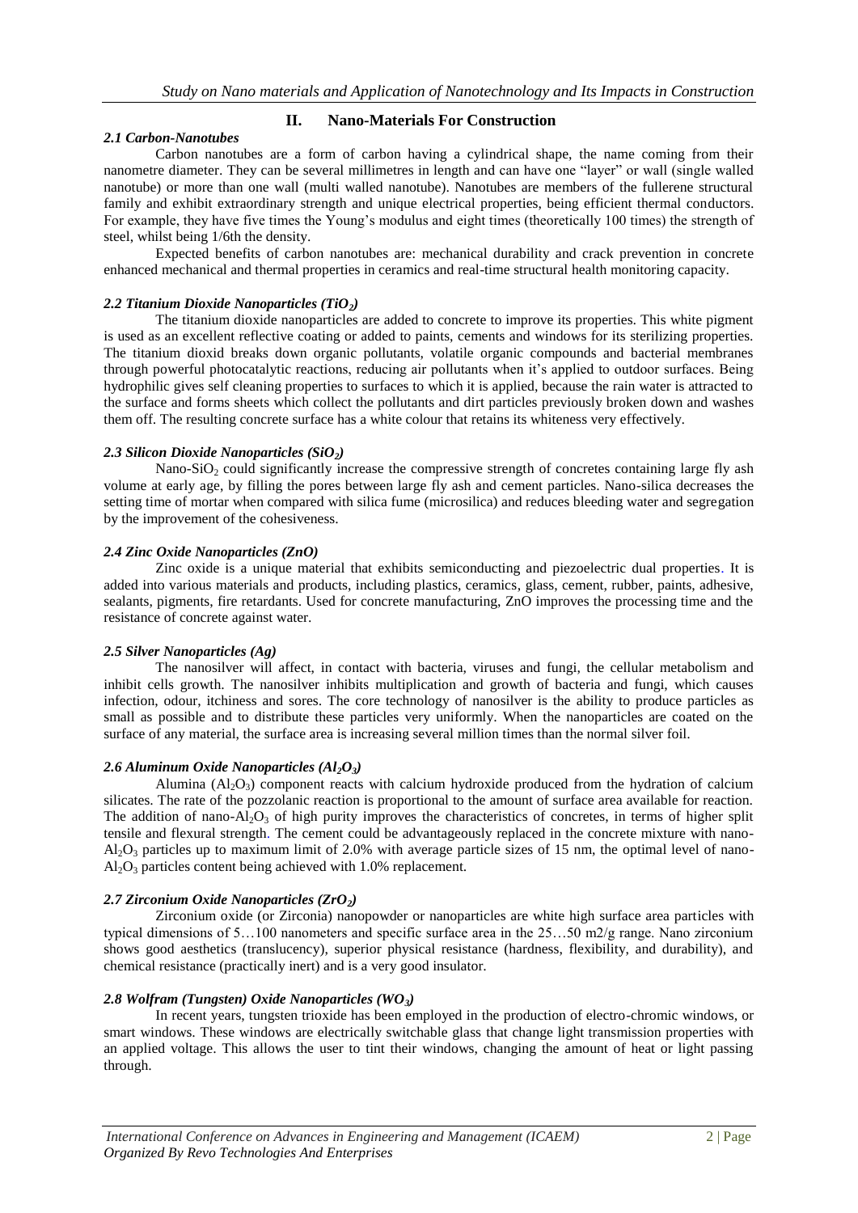## II. Nano-Materials For Construction

### *2.1 Carbon-Nanotubes*

Carbon nanotubes are a form of carbon having a cylindrical shape, the name coming from their nanometre diameter. They can be several millimetres in length and can have one "layer" or wall (single walled nanotube) or more than one wall (multi walled nanotube). Nanotubes are members of the fullerene structural family and exhibit extraordinary strength and unique electrical properties, being efficient thermal conductors. For example, they have five times the Young's modulus and eight times (theoretically 100 times) the strength of steel, whilst being 1/6th the density.

Expected benefits of carbon nanotubes are: mechanical durability and crack prevention in concrete enhanced mechanical and thermal properties in ceramics and real-time structural health monitoring capacity.

### *2.2 Titanium Dioxide Nanoparticles ($TiO_2$)*

The titanium dioxide nanoparticles are added to concrete to improve its properties. This white pigment is used as an excellent reflective coating or added to paints, cements and windows for its sterilizing properties. The titanium dioxid breaks down organic pollutants, volatile organic compounds and bacterial membranes through powerful photocatalytic reactions, reducing air pollutants when it's applied to outdoor surfaces. Being hydrophilic gives self cleaning properties to surfaces to which it is applied, because the rain water is attracted to the surface and forms sheets which collect the pollutants and dirt particles previously broken down and washes them off. The resulting concrete surface has a white colour that retains its whiteness very effectively.

### *2.3 Silicon Dioxide Nanoparticles ($SiO_2$)*

Nano-$SiO_2$ could significantly increase the compressive strength of concretes containing large fly ash volume at early age, by filling the pores between large fly ash and cement particles. Nano-silica decreases the setting time of mortar when compared with silica fume (microsilica) and reduces bleeding water and segregation by the improvement of the cohesiveness.

### *2.4 Zinc Oxide Nanoparticles (ZnO)*

Zinc oxide is a unique material that exhibits semiconducting and piezoelectric dual properties. It is added into various materials and products, including plastics, ceramics, glass, cement, rubber, paints, adhesive, sealants, pigments, fire retardants. Used for concrete manufacturing, ZnO improves the processing time and the resistance of concrete against water.

### *2.5 Silver Nanoparticles (Ag)*

The nanosilver will affect, in contact with bacteria, viruses and fungi, the cellular metabolism and inhibit cells growth. The nanosilver inhibits multiplication and growth of bacteria and fungi, which causes infection, odour, itchiness and sores. The core technology of nanosilver is the ability to produce particles as small as possible and to distribute these particles very uniformly. When the nanoparticles are coated on the surface of any material, the surface area is increasing several million times than the normal silver foil.

### *2.6 Aluminum Oxide Nanoparticles ($Al_2O_3$)*

Alumina ($Al_2O_3$) component reacts with calcium hydroxide produced from the hydration of calcium silicates. The rate of the pozzolanic reaction is proportional to the amount of surface area available for reaction. The addition of nano-$Al_2O_3$ of high purity improves the characteristics of concretes, in terms of higher split tensile and flexural strength. The cement could be advantageously replaced in the concrete mixture with nano-$Al_2O_3$ particles up to maximum limit of 2.0% with average particle sizes of 15 nm, the optimal level of nano-$Al_2O_3$ particles content being achieved with 1.0% replacement.

### *2.7 Zirconium Oxide Nanoparticles ($ZrO_2$)*

Zirconium oxide (or Zirconia) nanopowder or nanoparticles are white high surface area particles with typical dimensions of 5…100 nanometers and specific surface area in the 25…50 m2/g range. Nano zirconium shows good aesthetics (translucency), superior physical resistance (hardness, flexibility, and durability), and chemical resistance (practically inert) and is a very good insulator.

### *2.8 Wolfram (Tungsten) Oxide Nanoparticles ($WO_3$)*

In recent years, tungsten trioxide has been employed in the production of electro-chromic windows, or smart windows. These windows are electrically switchable glass that change light transmission properties with an applied voltage. This allows the user to tint their windows, changing the amount of heat or light passing through.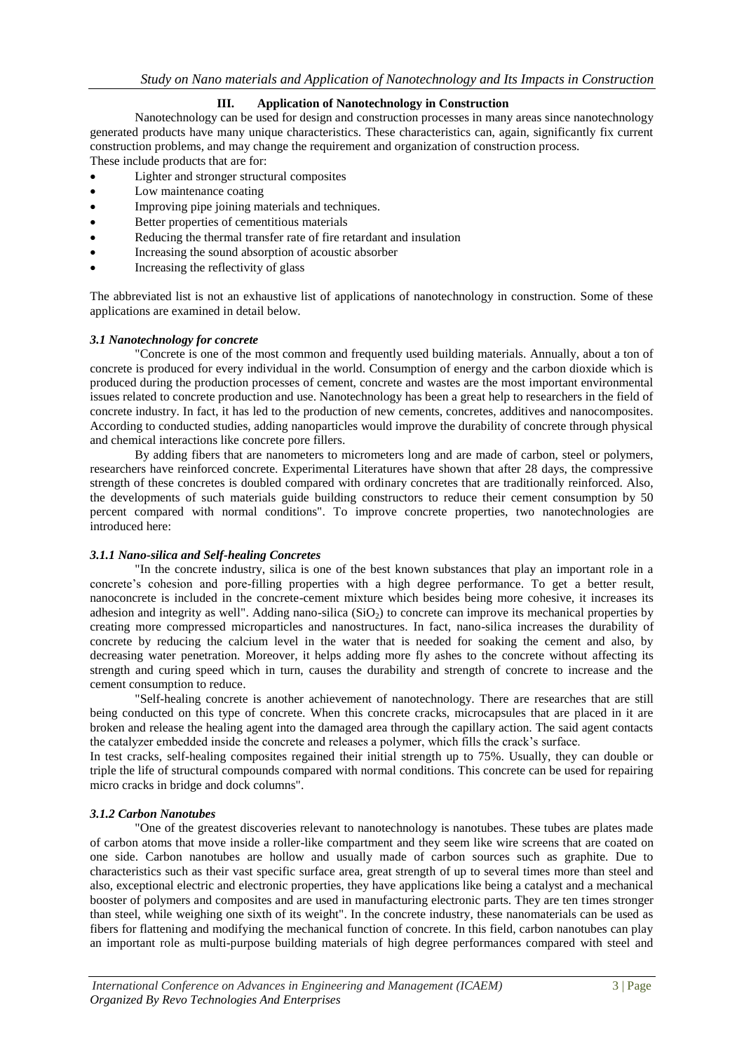## III. Application of Nanotechnology in Construction

Nanotechnology can be used for design and construction processes in many areas since nanotechnology generated products have many unique characteristics. These characteristics can, again, significantly fix current construction problems, and may change the requirement and organization of construction process.
These include products that are for:

- Lighter and stronger structural composites
- Low maintenance coating
- Improving pipe joining materials and techniques.
- Better properties of cementitious materials
- Reducing the thermal transfer rate of fire retardant and insulation
- Increasing the sound absorption of acoustic absorber
- Increasing the reflectivity of glass

The abbreviated list is not an exhaustive list of applications of nanotechnology in construction. Some of these applications are examined in detail below.

### *3.1 Nanotechnology for concrete*

"Concrete is one of the most common and frequently used building materials. Annually, about a ton of concrete is produced for every individual in the world. Consumption of energy and the carbon dioxide which is produced during the production processes of cement, concrete and wastes are the most important environmental issues related to concrete production and use. Nanotechnology has been a great help to researchers in the field of concrete industry. In fact, it has led to the production of new cements, concretes, additives and nanocomposites. According to conducted studies, adding nanoparticles would improve the durability of concrete through physical and chemical interactions like concrete pore fillers.

By adding fibers that are nanometers to micrometers long and are made of carbon, steel or polymers, researchers have reinforced concrete. Experimental Literatures have shown that after 28 days, the compressive strength of these concretes is doubled compared with ordinary concretes that are traditionally reinforced. Also, the developments of such materials guide building constructors to reduce their cement consumption by 50 percent compared with normal conditions". To improve concrete properties, two nanotechnologies are introduced here:

#### *3.1.1 Nano-silica and Self-healing Concretes*

"In the concrete industry, silica is one of the best known substances that play an important role in a concrete's cohesion and pore-filling properties with a high degree performance. To get a better result, nanoconcrete is included in the concrete-cement mixture which besides being more cohesive, it increases its adhesion and integrity as well". Adding nano-silica ($SiO_2$) to concrete can improve its mechanical properties by creating more compressed microparticles and nanostructures. In fact, nano-silica increases the durability of concrete by reducing the calcium level in the water that is needed for soaking the cement and also, by decreasing water penetration. Moreover, it helps adding more fly ashes to the concrete without affecting its strength and curing speed which in turn, causes the durability and strength of concrete to increase and the cement consumption to reduce.

"Self-healing concrete is another achievement of nanotechnology. There are researches that are still being conducted on this type of concrete. When this concrete cracks, microcapsules that are placed in it are broken and release the healing agent into the damaged area through the capillary action. The said agent contacts the catalyzer embedded inside the concrete and releases a polymer, which fills the crack's surface.
In test cracks, self-healing composites regained their initial strength up to 75%. Usually, they can double or triple the life of structural compounds compared with normal conditions. This concrete can be used for repairing micro cracks in bridge and dock columns".

#### *3.1.2 Carbon Nanotubes*

"One of the greatest discoveries relevant to nanotechnology is nanotubes. These tubes are plates made of carbon atoms that move inside a roller-like compartment and they seem like wire screens that are coated on one side. Carbon nanotubes are hollow and usually made of carbon sources such as graphite. Due to characteristics such as their vast specific surface area, great strength of up to several times more than steel and also, exceptional electric and electronic properties, they have applications like being a catalyst and a mechanical booster of polymers and composites and are used in manufacturing electronic parts. They are ten times stronger than steel, while weighing one sixth of its weight". In the concrete industry, these nanomaterials can be used as fibers for flattening and modifying the mechanical function of concrete. In this field, carbon nanotubes can play an important role as multi-purpose building materials of high degree performances compared with steel and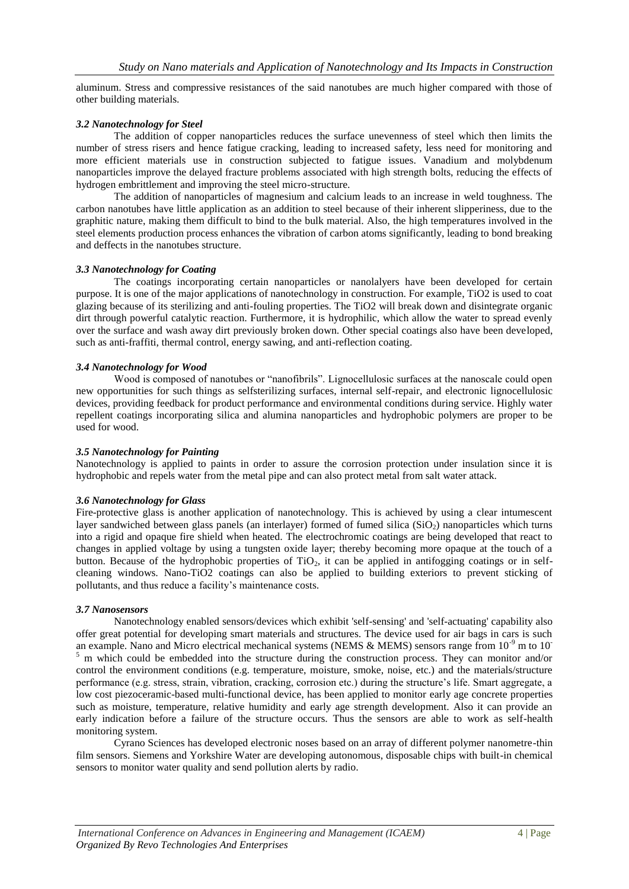aluminum. Stress and compressive resistances of the said nanotubes are much higher compared with those of other building materials.

### *3.2 Nanotechnology for Steel*

The addition of copper nanoparticles reduces the surface unevenness of steel which then limits the number of stress risers and hence fatigue cracking, leading to increased safety, less need for monitoring and more efficient materials use in construction subjected to fatigue issues. Vanadium and molybdenum nanoparticles improve the delayed fracture problems associated with high strength bolts, reducing the effects of hydrogen embrittlement and improving the steel micro-structure.

The addition of nanoparticles of magnesium and calcium leads to an increase in weld toughness. The carbon nanotubes have little application as an addition to steel because of their inherent slipperiness, due to the graphitic nature, making them difficult to bind to the bulk material. Also, the high temperatures involved in the steel elements production process enhances the vibration of carbon atoms significantly, leading to bond breaking and deffects in the nanotubes structure.

### *3.3 Nanotechnology for Coating*

The coatings incorporating certain nanoparticles or nanolalyers have been developed for certain purpose. It is one of the major applications of nanotechnology in construction. For example, TiO2 is used to coat glazing because of its sterilizing and anti-fouling properties. The TiO2 will break down and disintegrate organic dirt through powerful catalytic reaction. Furthermore, it is hydrophilic, which allow the water to spread evenly over the surface and wash away dirt previously broken down. Other special coatings also have been developed, such as anti-fraffiti, thermal control, energy sawing, and anti-reflection coating.

### *3.4 Nanotechnology for Wood*

Wood is composed of nanotubes or "nanofibrils". Lignocellulosic surfaces at the nanoscale could open new opportunities for such things as selfsterilizing surfaces, internal self-repair, and electronic lignocellulosic devices, providing feedback for product performance and environmental conditions during service. Highly water repellent coatings incorporating silica and alumina nanoparticles and hydrophobic polymers are proper to be used for wood.

### *3.5 Nanotechnology for Painting*

Nanotechnology is applied to paints in order to assure the corrosion protection under insulation since it is hydrophobic and repels water from the metal pipe and can also protect metal from salt water attack.

### *3.6 Nanotechnology for Glass*

Fire-protective glass is another application of nanotechnology. This is achieved by using a clear intumescent layer sandwiched between glass panels (an interlayer) formed of fumed silica ($SiO_2$) nanoparticles which turns into a rigid and opaque fire shield when heated. The electrochromic coatings are being developed that react to changes in applied voltage by using a tungsten oxide layer; thereby becoming more opaque at the touch of a button. Because of the hydrophobic properties of $TiO_2$, it can be applied in antifogging coatings or in self-cleaning windows. Nano-TiO2 coatings can also be applied to building exteriors to prevent sticking of pollutants, and thus reduce a facility's maintenance costs.

### *3.7 Nanosensors*

Nanotechnology enabled sensors/devices which exhibit 'self-sensing' and 'self-actuating' capability also offer great potential for developing smart materials and structures. The device used for air bags in cars is such an example. Nano and Micro electrical mechanical systems (NEMS & MEMS) sensors range from $10^{-9}$ m to $10^{-5}$ m which could be embedded into the structure during the construction process. They can monitor and/or control the environment conditions (e.g. temperature, moisture, smoke, noise, etc.) and the materials/structure performance (e.g. stress, strain, vibration, cracking, corrosion etc.) during the structure's life. Smart aggregate, a low cost piezoceramic-based multi-functional device, has been applied to monitor early age concrete properties such as moisture, temperature, relative humidity and early age strength development. Also it can provide an early indication before a failure of the structure occurs. Thus the sensors are able to work as self-health monitoring system.

Cyrano Sciences has developed electronic noses based on an array of different polymer nanometre-thin film sensors. Siemens and Yorkshire Water are developing autonomous, disposable chips with built-in chemical sensors to monitor water quality and send pollution alerts by radio.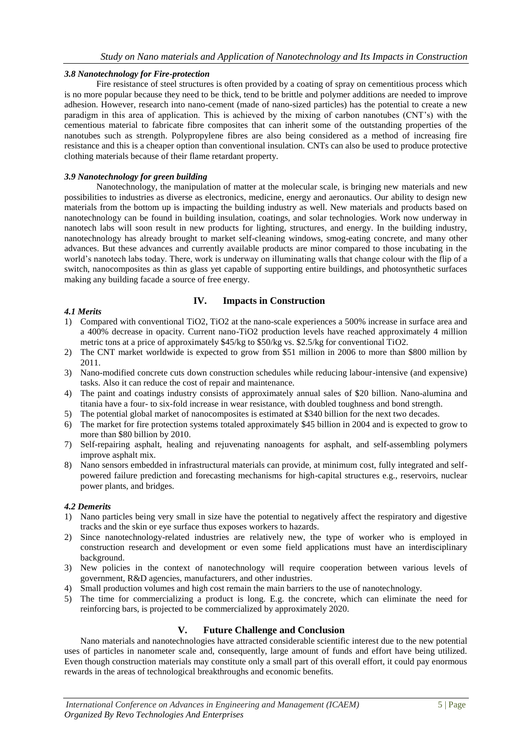### *3.8 Nanotechnology for Fire-protection*

Fire resistance of steel structures is often provided by a coating of spray on cementitious process which is no more popular because they need to be thick, tend to be brittle and polymer additions are needed to improve adhesion. However, research into nano-cement (made of nano-sized particles) has the potential to create a new paradigm in this area of application. This is achieved by the mixing of carbon nanotubes (CNT's) with the cementious material to fabricate fibre composites that can inherit some of the outstanding properties of the nanotubes such as strength. Polypropylene fibres are also being considered as a method of increasing fire resistance and this is a cheaper option than conventional insulation. CNTs can also be used to produce protective clothing materials because of their flame retardant property.

### *3.9 Nanotechnology for green building*

Nanotechnology, the manipulation of matter at the molecular scale, is bringing new materials and new possibilities to industries as diverse as electronics, medicine, energy and aeronautics. Our ability to design new materials from the bottom up is impacting the building industry as well. New materials and products based on nanotechnology can be found in building insulation, coatings, and solar technologies. Work now underway in nanotech labs will soon result in new products for lighting, structures, and energy. In the building industry, nanotechnology has already brought to market self-cleaning windows, smog-eating concrete, and many other advances. But these advances and currently available products are minor compared to those incubating in the world's nanotech labs today. There, work is underway on illuminating walls that change colour with the flip of a switch, nanocomposites as thin as glass yet capable of supporting entire buildings, and photosynthetic surfaces making any building facade a source of free energy.

## IV. Impacts in Construction

### *4.1 Merits*

1) Compared with conventional $TiO_2$, $TiO_2$ at the nano-scale experiences a 500% increase in surface area and a 400% decrease in opacity. Current nano-$TiO_2$ production levels have reached approximately 4 million metric tons at a price of approximately \$45/kg to \$50/kg vs. \$2.5/kg for conventional $TiO_2$.
2) The CNT market worldwide is expected to grow from \$51 million in 2006 to more than \$800 million by 2011.
3) Nano-modified concrete cuts down construction schedules while reducing labour-intensive (and expensive) tasks. Also it can reduce the cost of repair and maintenance.
4) The paint and coatings industry consists of approximately annual sales of \$20 billion. Nano-alumina and titania have a four- to six-fold increase in wear resistance, with doubled toughness and bond strength.
5) The potential global market of nanocomposites is estimated at \$340 billion for the next two decades.
6) The market for fire protection systems totaled approximately \$45 billion in 2004 and is expected to grow to more than \$80 billion by 2010.
7) Self-repairing asphalt, healing and rejuvenating nanoagents for asphalt, and self-assembling polymers improve asphalt mix.
8) Nano sensors embedded in infrastructural materials can provide, at minimum cost, fully integrated and self-powered failure prediction and forecasting mechanisms for high-capital structures e.g., reservoirs, nuclear power plants, and bridges.

### *4.2 Demerits*

1) Nano particles being very small in size have the potential to negatively affect the respiratory and digestive tracks and the skin or eye surface thus exposes workers to hazards.
2) Since nanotechnology-related industries are relatively new, the type of worker who is employed in construction research and development or even some field applications must have an interdisciplinary background.
3) New policies in the context of nanotechnology will require cooperation between various levels of government, R&D agencies, manufacturers, and other industries.
4) Small production volumes and high cost remain the main barriers to the use of nanotechnology.
5) The time for commercializing a product is long. E.g. the concrete, which can eliminate the need for reinforcing bars, is projected to be commercialized by approximately 2020.

## V. Future Challenge and Conclusion

Nano materials and nanotechnologies have attracted considerable scientific interest due to the new potential uses of particles in nanometer scale and, consequently, large amount of funds and effort have being utilized. Even though construction materials may constitute only a small part of this overall effort, it could pay enormous rewards in the areas of technological breakthroughs and economic benefits.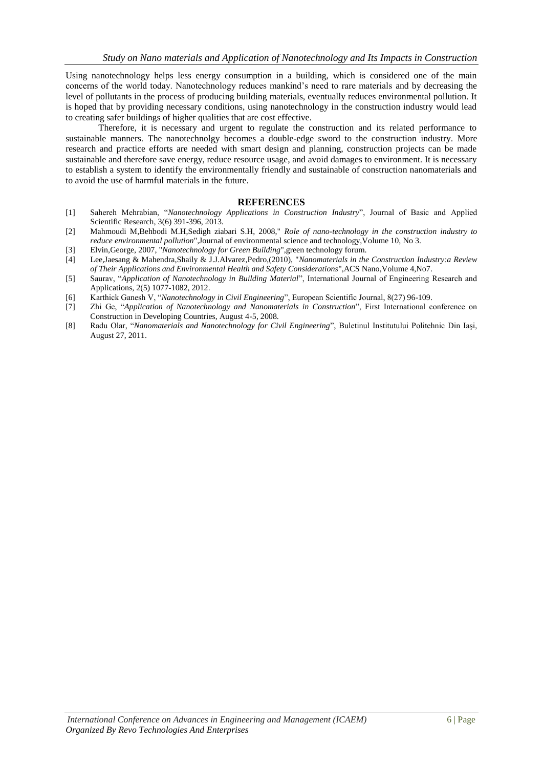Using nanotechnology helps less energy consumption in a building, which is considered one of the main concerns of the world today. Nanotechnology reduces mankind's need to rare materials and by decreasing the level of pollutants in the process of producing building materials, eventually reduces environmental pollution. It is hoped that by providing necessary conditions, using nanotechnology in the construction industry would lead to creating safer buildings of higher qualities that are cost effective.

Therefore, it is necessary and urgent to regulate the construction and its related performance to sustainable manners. The nanotechnolgy becomes a double-edge sword to the construction industry. More research and practice efforts are needed with smart design and planning, construction projects can be made sustainable and therefore save energy, reduce resource usage, and avoid damages to environment. It is necessary to establish a system to identify the environmentally friendly and sustainable of construction nanomaterials and to avoid the use of harmful materials in the future.

## REFERENCES

[1] Sahereh Mehrabian, "*Nanotechnology Applications in Construction Industry*", Journal of Basic and Applied Scientific Research, 3(6) 391-396, 2013.

[2] Mahmoudi M,Behbodi M.H,Sedigh ziabari S.H, 2008," *Role of nano-technology in the construction industry to reduce environmental pollution*",Journal of environmental science and technology,Volume 10, No 3.

[3] Elvin,George, 2007, "*Nanotechnology for Green Building*",green technology forum.

[4] Lee,Jaesang & Mahendra,Shaily & J.J.Alvarez,Pedro,(2010), "*Nanomaterials in the Construction Industry:a Review of Their Applications and Environmental Health and Safety Considerations*",ACS Nano,Volume 4,No7.

[5] Saurav, "*Application of Nanotechnology in Building Material*", International Journal of Engineering Research and Applications, 2(5) 1077-1082, 2012.

[6] Karthick Ganesh V, "*Nanotechnology in Civil Engineering*", European Scientific Journal, 8(27) 96-109.

[7] Zhi Ge, "*Application of Nanotechnology and Nanomaterials in Construction*", First International conference on Construction in Developing Countries, August 4-5, 2008.

[8] Radu Olar, "*Nanomaterials and Nanotechnology for Civil Engineering*", Buletinul Institutului Politehnic Din Iaşi, August 27, 2011.